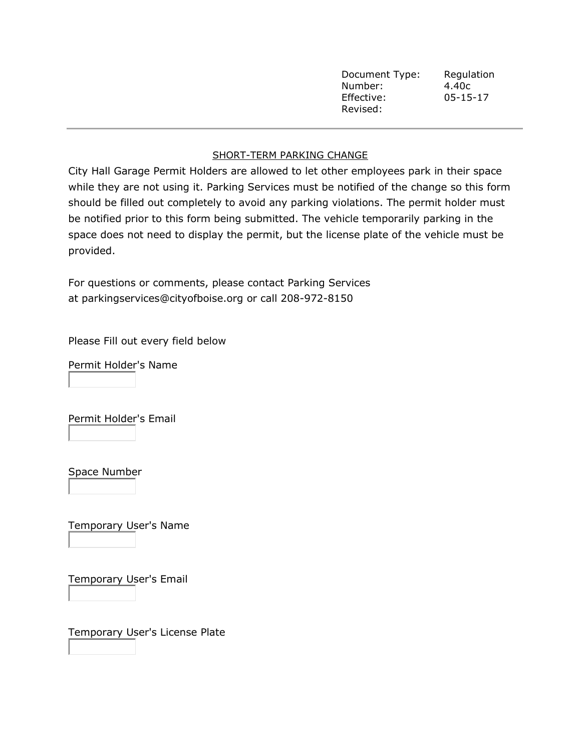| Document Type: | Regulation |
| --- | --- |
| Number: | 4.40c |
| Effective: | 05-15-17 |
| Revised: | |

---

## SHORT-TERM PARKING CHANGE

City Hall Garage Permit Holders are allowed to let other employees park in their space while they are not using it. Parking Services must be notified of the change so this form should be filled out completely to avoid any parking violations. The permit holder must be notified prior to this form being submitted. The vehicle temporarily parking in the space does not need to display the permit, but the license plate of the vehicle must be provided.

For questions or comments, please contact Parking Services at parkingservices@cityofboise.org or call 208-972-8150

Please Fill out every field below

Permit Holder's Name

Permit Holder's Email

Space Number

Temporary User's Name

Temporary User's Email

Temporary User's License Plate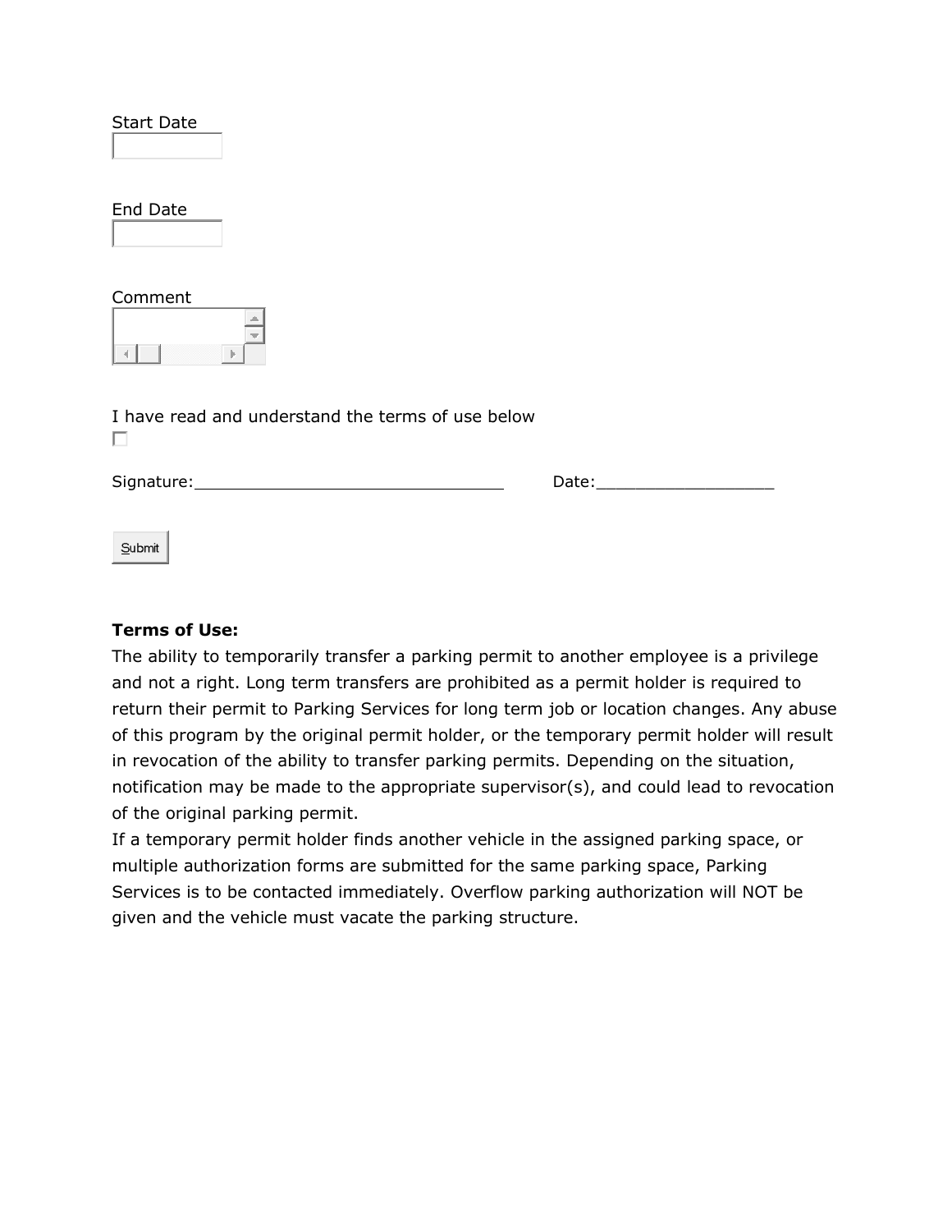Start Date

End Date

Comment

I have read and understand the terms of use below

☐

Signature:_______________________________ Date:__________________

Submit

**Terms of Use:**

The ability to temporarily transfer a parking permit to another employee is a privilege and not a right. Long term transfers are prohibited as a permit holder is required to return their permit to Parking Services for long term job or location changes. Any abuse of this program by the original permit holder, or the temporary permit holder will result in revocation of the ability to transfer parking permits. Depending on the situation, notification may be made to the appropriate supervisor(s), and could lead to revocation of the original parking permit.

If a temporary permit holder finds another vehicle in the assigned parking space, or multiple authorization forms are submitted for the same parking space, Parking Services is to be contacted immediately. Overflow parking authorization will NOT be given and the vehicle must vacate the parking structure.